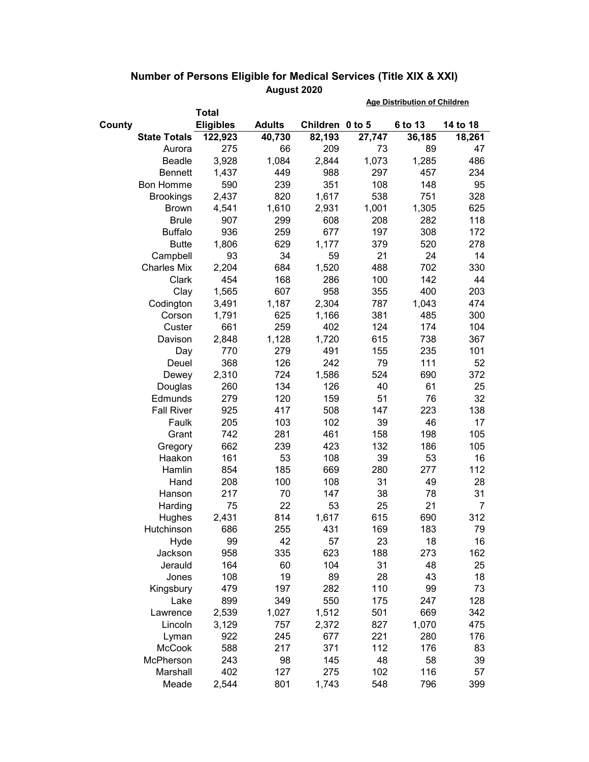## Number of Persons Eligible for Medical Services (Title XIX & XXI)

### August 2020

| County | Total Eligibles | Adults | Children | 0 to 5 | 6 to 13 | 14 to 18 |
|---|---|---|---|---|---|---|
| | | | | Age Distribution of Children | | |
| State Totals | 122,923 | 40,730 | 82,193 | 27,747 | 36,185 | 18,261 |
| Aurora | 275 | 66 | 209 | 73 | 89 | 47 |
| Beadle | 3,928 | 1,084 | 2,844 | 1,073 | 1,285 | 486 |
| Bennett | 1,437 | 449 | 988 | 297 | 457 | 234 |
| Bon Homme | 590 | 239 | 351 | 108 | 148 | 95 |
| Brookings | 2,437 | 820 | 1,617 | 538 | 751 | 328 |
| Brown | 4,541 | 1,610 | 2,931 | 1,001 | 1,305 | 625 |
| Brule | 907 | 299 | 608 | 208 | 282 | 118 |
| Buffalo | 936 | 259 | 677 | 197 | 308 | 172 |
| Butte | 1,806 | 629 | 1,177 | 379 | 520 | 278 |
| Campbell | 93 | 34 | 59 | 21 | 24 | 14 |
| Charles Mix | 2,204 | 684 | 1,520 | 488 | 702 | 330 |
| Clark | 454 | 168 | 286 | 100 | 142 | 44 |
| Clay | 1,565 | 607 | 958 | 355 | 400 | 203 |
| Codington | 3,491 | 1,187 | 2,304 | 787 | 1,043 | 474 |
| Corson | 1,791 | 625 | 1,166 | 381 | 485 | 300 |
| Custer | 661 | 259 | 402 | 124 | 174 | 104 |
| Davison | 2,848 | 1,128 | 1,720 | 615 | 738 | 367 |
| Day | 770 | 279 | 491 | 155 | 235 | 101 |
| Deuel | 368 | 126 | 242 | 79 | 111 | 52 |
| Dewey | 2,310 | 724 | 1,586 | 524 | 690 | 372 |
| Douglas | 260 | 134 | 126 | 40 | 61 | 25 |
| Edmunds | 279 | 120 | 159 | 51 | 76 | 32 |
| Fall River | 925 | 417 | 508 | 147 | 223 | 138 |
| Faulk | 205 | 103 | 102 | 39 | 46 | 17 |
| Grant | 742 | 281 | 461 | 158 | 198 | 105 |
| Gregory | 662 | 239 | 423 | 132 | 186 | 105 |
| Haakon | 161 | 53 | 108 | 39 | 53 | 16 |
| Hamlin | 854 | 185 | 669 | 280 | 277 | 112 |
| Hand | 208 | 100 | 108 | 31 | 49 | 28 |
| Hanson | 217 | 70 | 147 | 38 | 78 | 31 |
| Harding | 75 | 22 | 53 | 25 | 21 | 7 |
| Hughes | 2,431 | 814 | 1,617 | 615 | 690 | 312 |
| Hutchinson | 686 | 255 | 431 | 169 | 183 | 79 |
| Hyde | 99 | 42 | 57 | 23 | 18 | 16 |
| Jackson | 958 | 335 | 623 | 188 | 273 | 162 |
| Jerauld | 164 | 60 | 104 | 31 | 48 | 25 |
| Jones | 108 | 19 | 89 | 28 | 43 | 18 |
| Kingsbury | 479 | 197 | 282 | 110 | 99 | 73 |
| Lake | 899 | 349 | 550 | 175 | 247 | 128 |
| Lawrence | 2,539 | 1,027 | 1,512 | 501 | 669 | 342 |
| Lincoln | 3,129 | 757 | 2,372 | 827 | 1,070 | 475 |
| Lyman | 922 | 245 | 677 | 221 | 280 | 176 |
| McCook | 588 | 217 | 371 | 112 | 176 | 83 |
| McPherson | 243 | 98 | 145 | 48 | 58 | 39 |
| Marshall | 402 | 127 | 275 | 102 | 116 | 57 |
| Meade | 2,544 | 801 | 1,743 | 548 | 796 | 399 |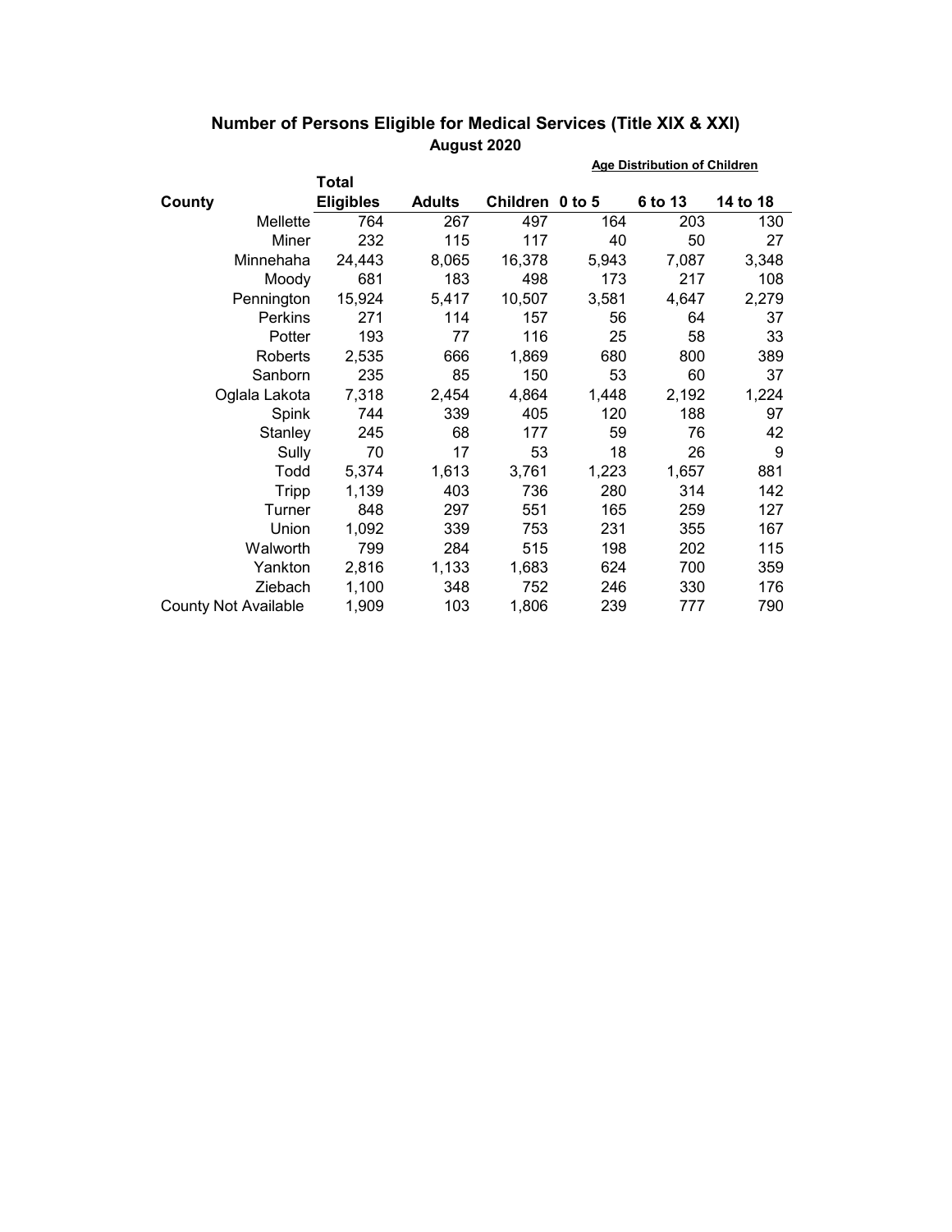## Number of Persons Eligible for Medical Services (Title XIX & XXI)
**August 2020**

| County | Total Eligibles | Adults | Children | Age Distribution of Children 0 to 5 | 6 to 13 | 14 to 18 |
|---|---|---|---|---|---|---|
| Mellette | 764 | 267 | 497 | 164 | 203 | 130 |
| Miner | 232 | 115 | 117 | 40 | 50 | 27 |
| Minnehaha | 24,443 | 8,065 | 16,378 | 5,943 | 7,087 | 3,348 |
| Moody | 681 | 183 | 498 | 173 | 217 | 108 |
| Pennington | 15,924 | 5,417 | 10,507 | 3,581 | 4,647 | 2,279 |
| Perkins | 271 | 114 | 157 | 56 | 64 | 37 |
| Potter | 193 | 77 | 116 | 25 | 58 | 33 |
| Roberts | 2,535 | 666 | 1,869 | 680 | 800 | 389 |
| Sanborn | 235 | 85 | 150 | 53 | 60 | 37 |
| Oglala Lakota | 7,318 | 2,454 | 4,864 | 1,448 | 2,192 | 1,224 |
| Spink | 744 | 339 | 405 | 120 | 188 | 97 |
| Stanley | 245 | 68 | 177 | 59 | 76 | 42 |
| Sully | 70 | 17 | 53 | 18 | 26 | 9 |
| Todd | 5,374 | 1,613 | 3,761 | 1,223 | 1,657 | 881 |
| Tripp | 1,139 | 403 | 736 | 280 | 314 | 142 |
| Turner | 848 | 297 | 551 | 165 | 259 | 127 |
| Union | 1,092 | 339 | 753 | 231 | 355 | 167 |
| Walworth | 799 | 284 | 515 | 198 | 202 | 115 |
| Yankton | 2,816 | 1,133 | 1,683 | 624 | 700 | 359 |
| Ziebach | 1,100 | 348 | 752 | 246 | 330 | 176 |
| County Not Available | 1,909 | 103 | 1,806 | 239 | 777 | 790 |